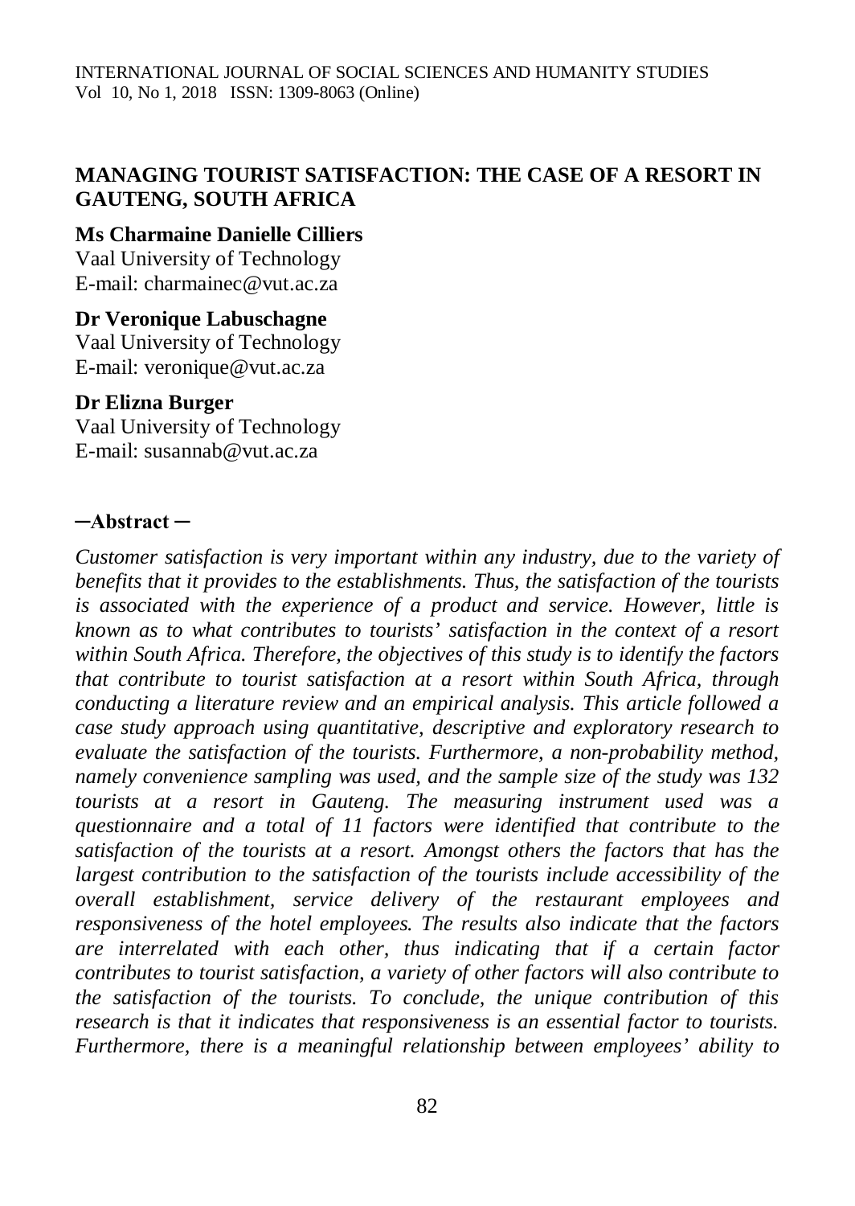# MANAGING TOURIST SATISFACTION: THE CASE OF A RESORT IN GAUTENG, SOUTH AFRICA

**Ms Charmaine Danielle Cilliers**
Vaal University of Technology
E-mail: charmainec@vut.ac.za

**Dr Veronique Labuschagne**
Vaal University of Technology
E-mail: veronique@vut.ac.za

**Dr Elizna Burger**
Vaal University of Technology
E-mail: susannab@vut.ac.za

## ─Abstract ─

*Customer satisfaction is very important within any industry, due to the variety of benefits that it provides to the establishments. Thus, the satisfaction of the tourists is associated with the experience of a product and service. However, little is known as to what contributes to tourists' satisfaction in the context of a resort within South Africa. Therefore, the objectives of this study is to identify the factors that contribute to tourist satisfaction at a resort within South Africa, through conducting a literature review and an empirical analysis. This article followed a case study approach using quantitative, descriptive and exploratory research to evaluate the satisfaction of the tourists. Furthermore, a non-probability method, namely convenience sampling was used, and the sample size of the study was 132 tourists at a resort in Gauteng. The measuring instrument used was a questionnaire and a total of 11 factors were identified that contribute to the satisfaction of the tourists at a resort. Amongst others the factors that has the largest contribution to the satisfaction of the tourists include accessibility of the overall establishment, service delivery of the restaurant employees and responsiveness of the hotel employees. The results also indicate that the factors are interrelated with each other, thus indicating that if a certain factor contributes to tourist satisfaction, a variety of other factors will also contribute to the satisfaction of the tourists. To conclude, the unique contribution of this research is that it indicates that responsiveness is an essential factor to tourists. Furthermore, there is a meaningful relationship between employees' ability to*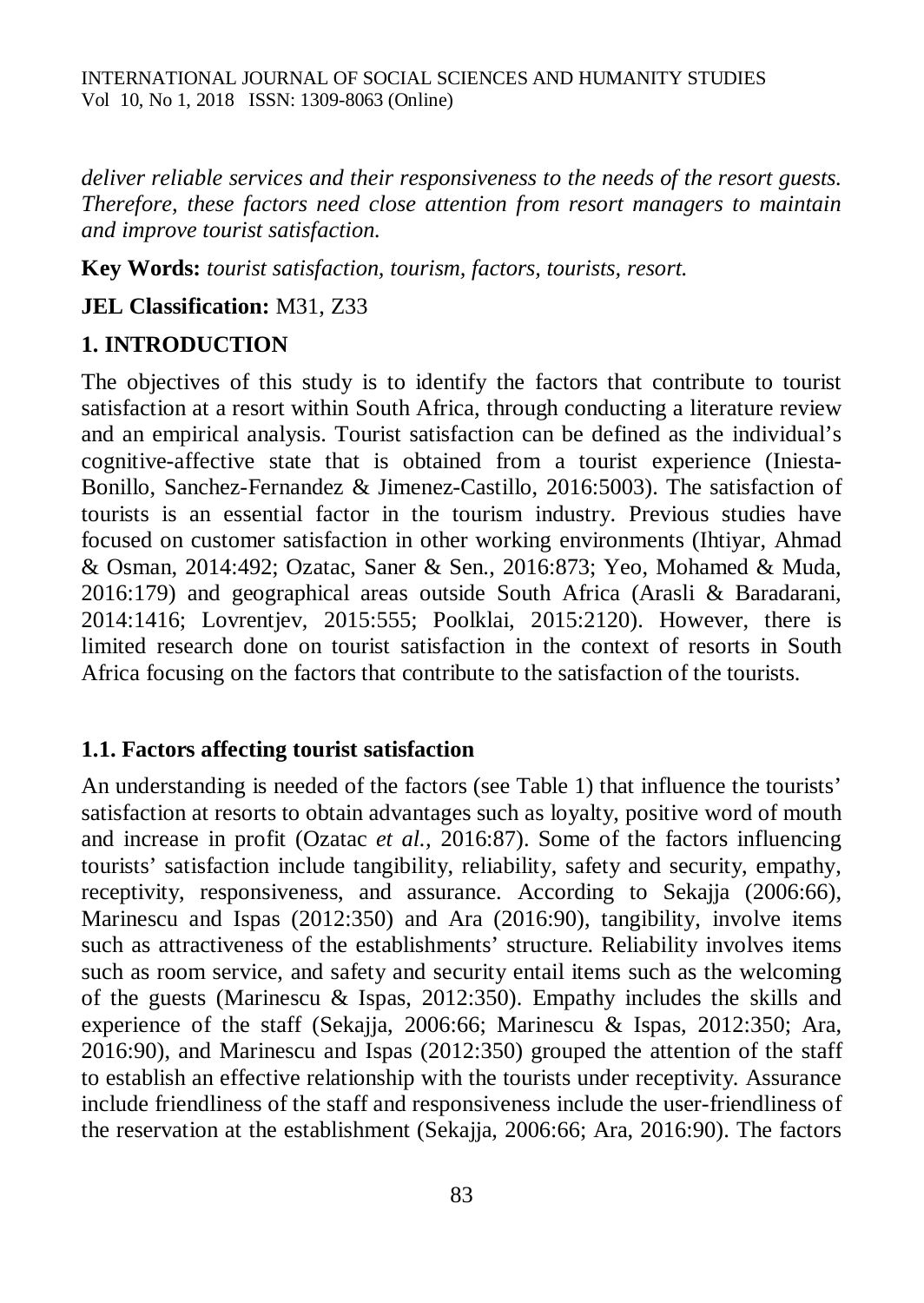*deliver reliable services and their responsiveness to the needs of the resort guests. Therefore, these factors need close attention from resort managers to maintain and improve tourist satisfaction.*

**Key Words:** *tourist satisfaction, tourism, factors, tourists, resort.*

**JEL Classification:** M31, Z33

## 1. INTRODUCTION

The objectives of this study is to identify the factors that contribute to tourist satisfaction at a resort within South Africa, through conducting a literature review and an empirical analysis. Tourist satisfaction can be defined as the individual's cognitive-affective state that is obtained from a tourist experience (Iniesta-Bonillo, Sanchez-Fernandez & Jimenez-Castillo, 2016:5003). The satisfaction of tourists is an essential factor in the tourism industry. Previous studies have focused on customer satisfaction in other working environments (Ihtiyar, Ahmad & Osman, 2014:492; Ozatac, Saner & Sen., 2016:873; Yeo, Mohamed & Muda, 2016:179) and geographical areas outside South Africa (Arasli & Baradarani, 2014:1416; Lovrentjev, 2015:555; Poolklai, 2015:2120). However, there is limited research done on tourist satisfaction in the context of resorts in South Africa focusing on the factors that contribute to the satisfaction of the tourists.

### 1.1. Factors affecting tourist satisfaction

An understanding is needed of the factors (see Table 1) that influence the tourists' satisfaction at resorts to obtain advantages such as loyalty, positive word of mouth and increase in profit (Ozatac *et al.,* 2016:87). Some of the factors influencing tourists' satisfaction include tangibility, reliability, safety and security, empathy, receptivity, responsiveness, and assurance. According to Sekajja (2006:66), Marinescu and Ispas (2012:350) and Ara (2016:90), tangibility, involve items such as attractiveness of the establishments' structure. Reliability involves items such as room service, and safety and security entail items such as the welcoming of the guests (Marinescu & Ispas, 2012:350). Empathy includes the skills and experience of the staff (Sekajja, 2006:66; Marinescu & Ispas, 2012:350; Ara, 2016:90), and Marinescu and Ispas (2012:350) grouped the attention of the staff to establish an effective relationship with the tourists under receptivity. Assurance include friendliness of the staff and responsiveness include the user-friendliness of the reservation at the establishment (Sekajja, 2006:66; Ara, 2016:90). The factors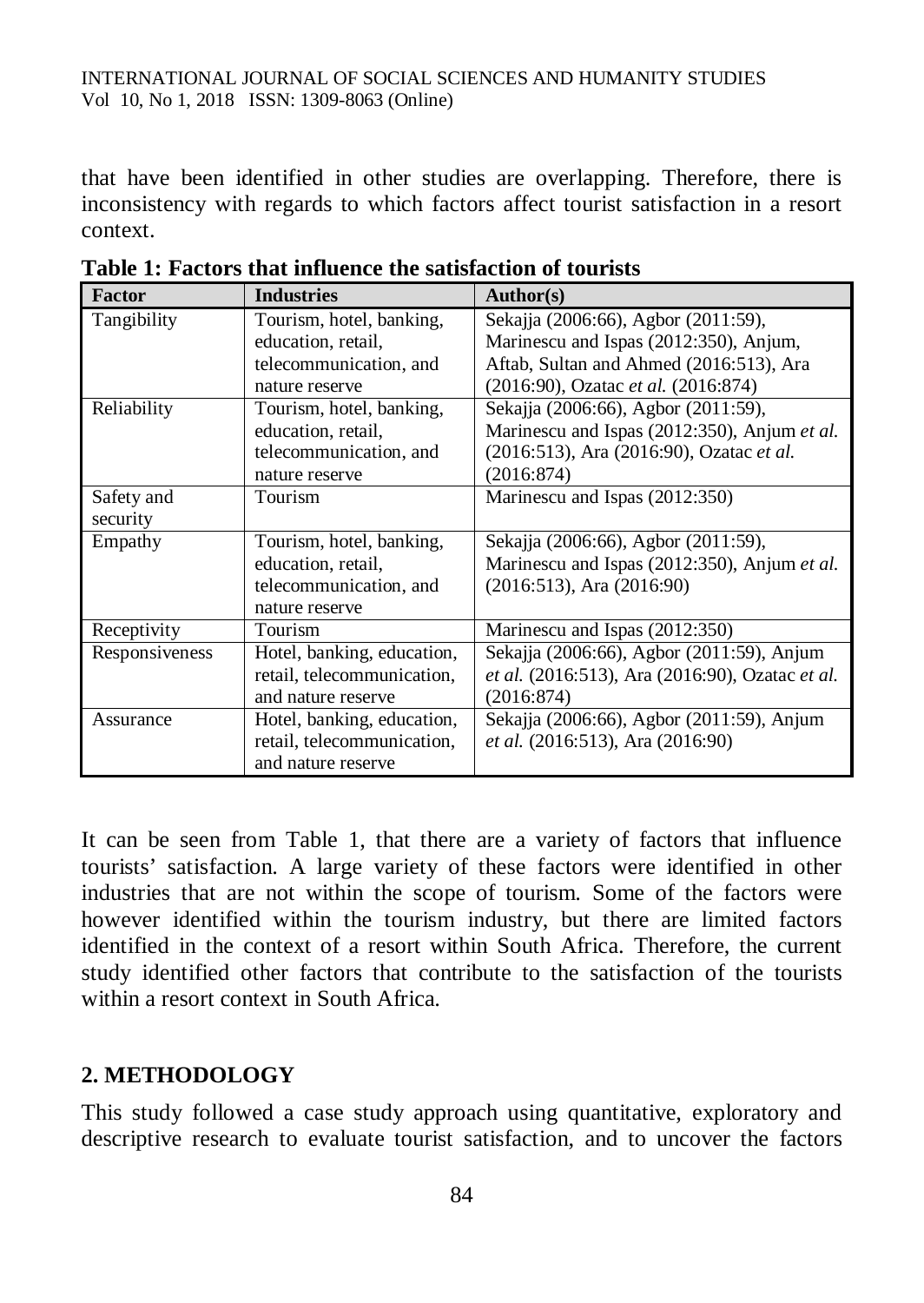that have been identified in other studies are overlapping. Therefore, there is inconsistency with regards to which factors affect tourist satisfaction in a resort context.

**Table 1: Factors that influence the satisfaction of tourists**

| Factor | Industries | Author(s) |
|---|---|---|
| Tangibility | Tourism, hotel, banking, education, retail, telecommunication, and nature reserve | Sekajja (2006:66), Agbor (2011:59), Marinescu and Ispas (2012:350), Anjum, Aftab, Sultan and Ahmed (2016:513), Ara (2016:90), Ozatac *et al.* (2016:874) |
| Reliability | Tourism, hotel, banking, education, retail, telecommunication, and nature reserve | Sekajja (2006:66), Agbor (2011:59), Marinescu and Ispas (2012:350), Anjum *et al.* (2016:513), Ara (2016:90), Ozatac *et al.* (2016:874) |
| Safety and security | Tourism | Marinescu and Ispas (2012:350) |
| Empathy | Tourism, hotel, banking, education, retail, telecommunication, and nature reserve | Sekajja (2006:66), Agbor (2011:59), Marinescu and Ispas (2012:350), Anjum *et al.* (2016:513), Ara (2016:90) |
| Receptivity | Tourism | Marinescu and Ispas (2012:350) |
| Responsiveness | Hotel, banking, education, retail, telecommunication, and nature reserve | Sekajja (2006:66), Agbor (2011:59), Anjum *et al.* (2016:513), Ara (2016:90), Ozatac *et al.* (2016:874) |
| Assurance | Hotel, banking, education, retail, telecommunication, and nature reserve | Sekajja (2006:66), Agbor (2011:59), Anjum *et al.* (2016:513), Ara (2016:90) |

It can be seen from Table 1, that there are a variety of factors that influence tourists' satisfaction. A large variety of these factors were identified in other industries that are not within the scope of tourism. Some of the factors were however identified within the tourism industry, but there are limited factors identified in the context of a resort within South Africa. Therefore, the current study identified other factors that contribute to the satisfaction of the tourists within a resort context in South Africa.

## 2. METHODOLOGY

This study followed a case study approach using quantitative, exploratory and descriptive research to evaluate tourist satisfaction, and to uncover the factors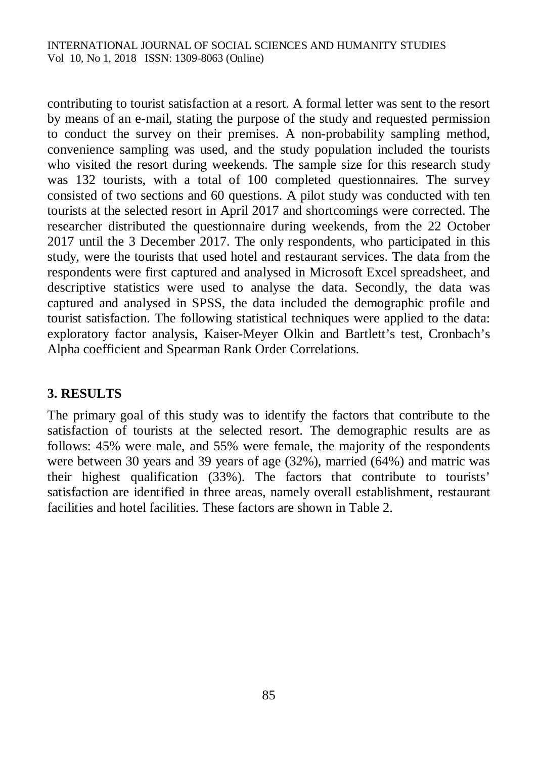contributing to tourist satisfaction at a resort. A formal letter was sent to the resort by means of an e-mail, stating the purpose of the study and requested permission to conduct the survey on their premises. A non-probability sampling method, convenience sampling was used, and the study population included the tourists who visited the resort during weekends. The sample size for this research study was 132 tourists, with a total of 100 completed questionnaires. The survey consisted of two sections and 60 questions. A pilot study was conducted with ten tourists at the selected resort in April 2017 and shortcomings were corrected. The researcher distributed the questionnaire during weekends, from the 22 October 2017 until the 3 December 2017. The only respondents, who participated in this study, were the tourists that used hotel and restaurant services. The data from the respondents were first captured and analysed in Microsoft Excel spreadsheet, and descriptive statistics were used to analyse the data. Secondly, the data was captured and analysed in SPSS, the data included the demographic profile and tourist satisfaction. The following statistical techniques were applied to the data: exploratory factor analysis, Kaiser-Meyer Olkin and Bartlett's test, Cronbach's Alpha coefficient and Spearman Rank Order Correlations.

## 3. RESULTS

The primary goal of this study was to identify the factors that contribute to the satisfaction of tourists at the selected resort. The demographic results are as follows: 45% were male, and 55% were female, the majority of the respondents were between 30 years and 39 years of age (32%), married (64%) and matric was their highest qualification (33%). The factors that contribute to tourists' satisfaction are identified in three areas, namely overall establishment, restaurant facilities and hotel facilities. These factors are shown in Table 2.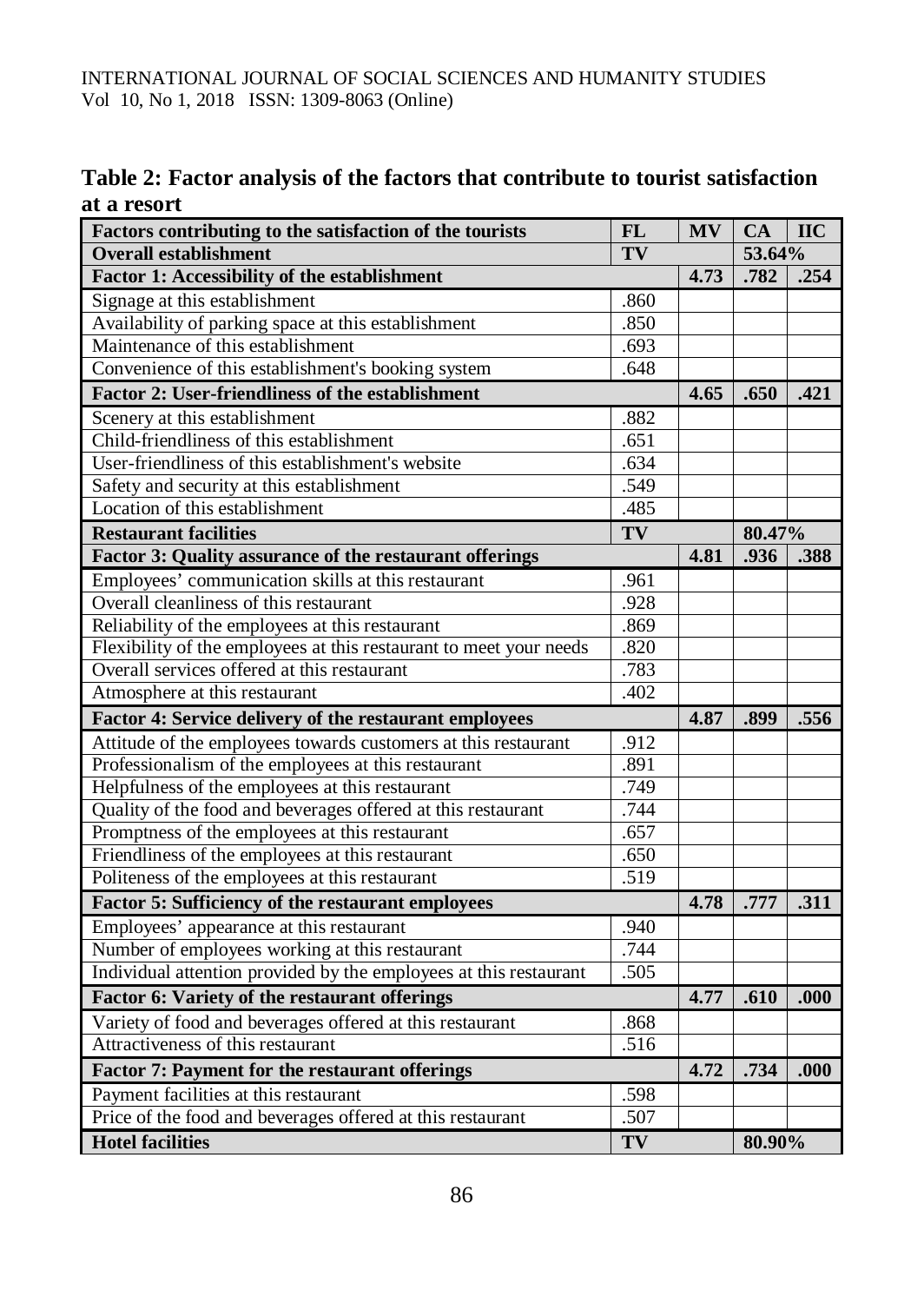**Table 2: Factor analysis of the factors that contribute to tourist satisfaction at a resort**

| Factors contributing to the satisfaction of the tourists | FL | MV | CA | IIC |
|---|---|---|---|---|
| **Overall establishment** | **TV** | | **53.64%** | |
| **Factor 1: Accessibility of the establishment** | | **4.73** | **.782** | **.254** |
| Signage at this establishment | .860 | | | |
| Availability of parking space at this establishment | .850 | | | |
| Maintenance of this establishment | .693 | | | |
| Convenience of this establishment's booking system | .648 | | | |
| **Factor 2: User-friendliness of the establishment** | | **4.65** | **.650** | **.421** |
| Scenery at this establishment | .882 | | | |
| Child-friendliness of this establishment | .651 | | | |
| User-friendliness of this establishment's website | .634 | | | |
| Safety and security at this establishment | .549 | | | |
| Location of this establishment | .485 | | | |
| **Restaurant facilities** | **TV** | | **80.47%** | |
| **Factor 3: Quality assurance of the restaurant offerings** | | **4.81** | **.936** | **.388** |
| Employees' communication skills at this restaurant | .961 | | | |
| Overall cleanliness of this restaurant | .928 | | | |
| Reliability of the employees at this restaurant | .869 | | | |
| Flexibility of the employees at this restaurant to meet your needs | .820 | | | |
| Overall services offered at this restaurant | .783 | | | |
| Atmosphere at this restaurant | .402 | | | |
| **Factor 4: Service delivery of the restaurant employees** | | **4.87** | **.899** | **.556** |
| Attitude of the employees towards customers at this restaurant | .912 | | | |
| Professionalism of the employees at this restaurant | .891 | | | |
| Helpfulness of the employees at this restaurant | .749 | | | |
| Quality of the food and beverages offered at this restaurant | .744 | | | |
| Promptness of the employees at this restaurant | .657 | | | |
| Friendliness of the employees at this restaurant | .650 | | | |
| Politeness of the employees at this restaurant | .519 | | | |
| **Factor 5: Sufficiency of the restaurant employees** | | **4.78** | **.777** | **.311** |
| Employees' appearance at this restaurant | .940 | | | |
| Number of employees working at this restaurant | .744 | | | |
| Individual attention provided by the employees at this restaurant | .505 | | | |
| **Factor 6: Variety of the restaurant offerings** | | **4.77** | **.610** | **.000** |
| Variety of food and beverages offered at this restaurant | .868 | | | |
| Attractiveness of this restaurant | .516 | | | |
| **Factor 7: Payment for the restaurant offerings** | | **4.72** | **.734** | **.000** |
| Payment facilities at this restaurant | .598 | | | |
| Price of the food and beverages offered at this restaurant | .507 | | | |
| **Hotel facilities** | **TV** | | **80.90%** | |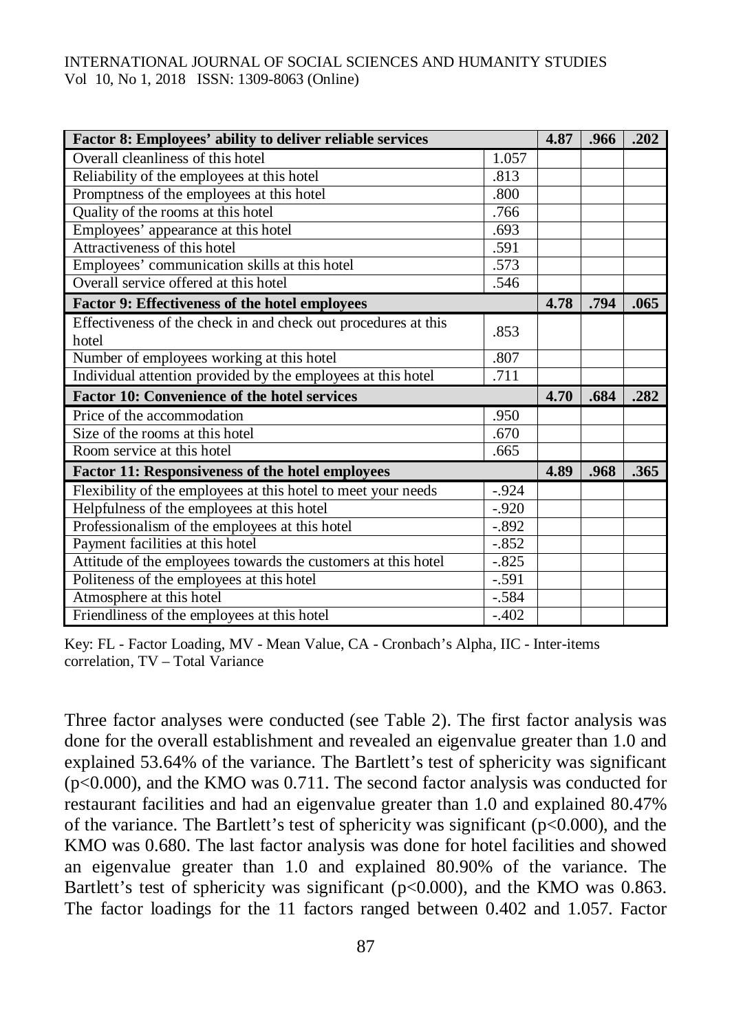| Factor 8: Employees' ability to deliver reliable services | | 4.87 | .966 | .202 |
|---|---|---|---|---|
| Overall cleanliness of this hotel | 1.057 | | | |
| Reliability of the employees at this hotel | .813 | | | |
| Promptness of the employees at this hotel | .800 | | | |
| Quality of the rooms at this hotel | .766 | | | |
| Employees' appearance at this hotel | .693 | | | |
| Attractiveness of this hotel | .591 | | | |
| Employees' communication skills at this hotel | .573 | | | |
| Overall service offered at this hotel | .546 | | | |
| **Factor 9: Effectiveness of the hotel employees** | | **4.78** | **.794** | **.065** |
| Effectiveness of the check in and check out procedures at this hotel | .853 | | | |
| Number of employees working at this hotel | .807 | | | |
| Individual attention provided by the employees at this hotel | .711 | | | |
| **Factor 10: Convenience of the hotel services** | | **4.70** | **.684** | **.282** |
| Price of the accommodation | .950 | | | |
| Size of the rooms at this hotel | .670 | | | |
| Room service at this hotel | .665 | | | |
| **Factor 11: Responsiveness of the hotel employees** | | **4.89** | **.968** | **.365** |
| Flexibility of the employees at this hotel to meet your needs | -.924 | | | |
| Helpfulness of the employees at this hotel | -.920 | | | |
| Professionalism of the employees at this hotel | -.892 | | | |
| Payment facilities at this hotel | -.852 | | | |
| Attitude of the employees towards the customers at this hotel | -.825 | | | |
| Politeness of the employees at this hotel | -.591 | | | |
| Atmosphere at this hotel | -.584 | | | |
| Friendliness of the employees at this hotel | -.402 | | | |

Key: FL - Factor Loading, MV - Mean Value, CA - Cronbach's Alpha, IIC - Inter-items correlation, TV – Total Variance

Three factor analyses were conducted (see Table 2). The first factor analysis was done for the overall establishment and revealed an eigenvalue greater than 1.0 and explained 53.64% of the variance. The Bartlett's test of sphericity was significant ($p<0.000$), and the KMO was 0.711. The second factor analysis was conducted for restaurant facilities and had an eigenvalue greater than 1.0 and explained 80.47% of the variance. The Bartlett's test of sphericity was significant ($p<0.000$), and the KMO was 0.680. The last factor analysis was done for hotel facilities and showed an eigenvalue greater than 1.0 and explained 80.90% of the variance. The Bartlett's test of sphericity was significant ($p<0.000$), and the KMO was 0.863. The factor loadings for the 11 factors ranged between 0.402 and 1.057. Factor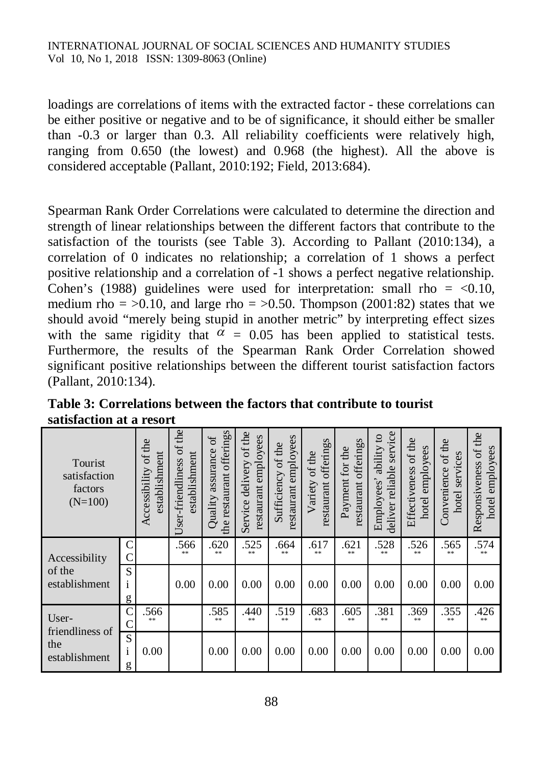loadings are correlations of items with the extracted factor - these correlations can be either positive or negative and to be of significance, it should either be smaller than -0.3 or larger than 0.3. All reliability coefficients were relatively high, ranging from 0.650 (the lowest) and 0.968 (the highest). All the above is considered acceptable (Pallant, 2010:192; Field, 2013:684).

Spearman Rank Order Correlations were calculated to determine the direction and strength of linear relationships between the different factors that contribute to the satisfaction of the tourists (see Table 3). According to Pallant (2010:134), a correlation of 0 indicates no relationship; a correlation of 1 shows a perfect positive relationship and a correlation of -1 shows a perfect negative relationship. Cohen's (1988) guidelines were used for interpretation: small rho = <0.10, medium rho = >0.10, and large rho = >0.50. Thompson (2001:82) states that we should avoid "merely being stupid in another metric" by interpreting effect sizes with the same rigidity that $\alpha$ = 0.05 has been applied to statistical tests. Furthermore, the results of the Spearman Rank Order Correlation showed significant positive relationships between the different tourist satisfaction factors (Pallant, 2010:134).

**Table 3: Correlations between the factors that contribute to tourist satisfaction at a resort**

| Tourist satisfaction factors (N=100) | | Accessibility of the establishment | User-friendliness of the establishment | Quality assurance of the restaurant offerings | Service delivery of the restaurant employees | Sufficiency of the restaurant employees | Variety of the restaurant offerings | Payment for the restaurant offerings | Employees' ability to deliver reliable service | Effectiveness of the hotel employees | Convenience of the hotel services | Responsiveness of the hotel employees |
|---|---|---|---|---|---|---|---|---|---|---|---|---|
| Accessibility of the establishment | CC | | .566** | .620** | .525** | .664** | .617** | .621** | .528** | .526** | .565** | .574** |
| | Sig | | 0.00 | 0.00 | 0.00 | 0.00 | 0.00 | 0.00 | 0.00 | 0.00 | 0.00 | 0.00 |
| User-friendliness of the establishment | CC | .566** | | .585** | .440** | .519** | .683** | .605** | .381** | .369** | .355** | .426** |
| | Sig | 0.00 | | 0.00 | 0.00 | 0.00 | 0.00 | 0.00 | 0.00 | 0.00 | 0.00 | 0.00 |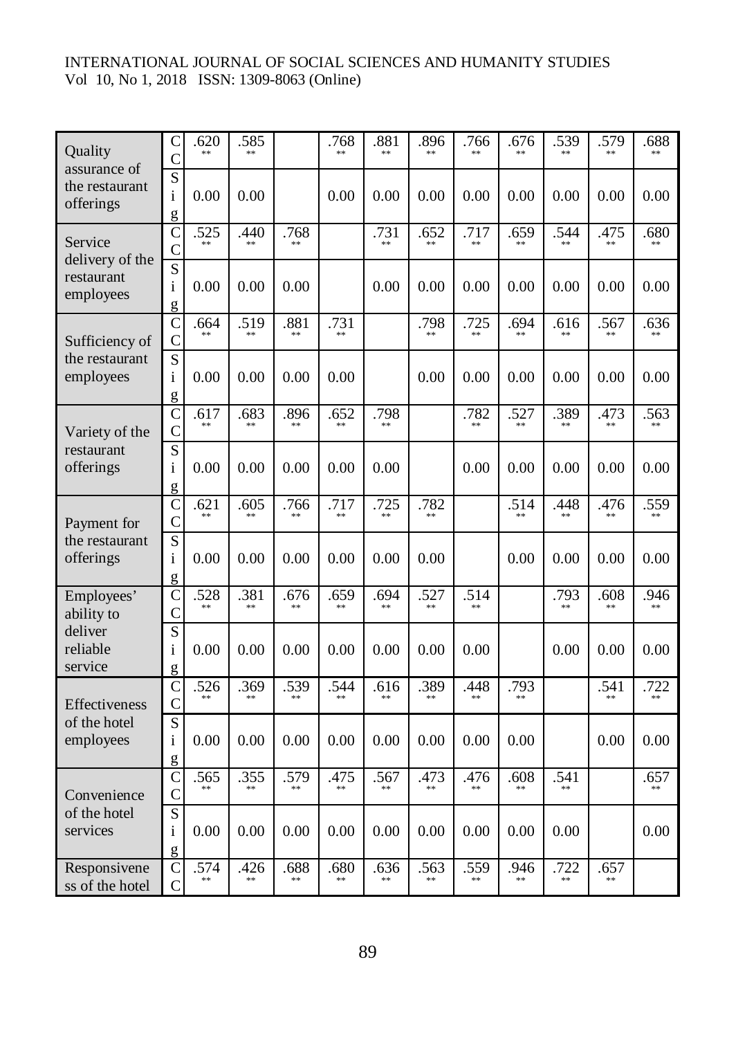| | | | | | | | | | | | | |
|---|---|---|---|---|---|---|---|---|---|---|---|---|
| Quality assurance of the restaurant offerings | CC | .620** | .585** | | .768** | .881** | .896** | .766** | .676** | .539** | .579** | .688** |
| | Sig | 0.00 | 0.00 | | 0.00 | 0.00 | 0.00 | 0.00 | 0.00 | 0.00 | 0.00 | 0.00 |
| Service delivery of the restaurant employees | CC | .525** | .440** | .768** | | .731** | .652** | .717** | .659** | .544** | .475** | .680** |
| | Sig | 0.00 | 0.00 | 0.00 | | 0.00 | 0.00 | 0.00 | 0.00 | 0.00 | 0.00 | 0.00 |
| Sufficiency of the restaurant employees | CC | .664** | .519** | .881** | .731** | | .798** | .725** | .694** | .616** | .567** | .636** |
| | Sig | 0.00 | 0.00 | 0.00 | 0.00 | | 0.00 | 0.00 | 0.00 | 0.00 | 0.00 | 0.00 |
| Variety of the restaurant offerings | CC | .617** | .683** | .896** | .652** | .798** | | .782** | .527** | .389** | .473** | .563** |
| | Sig | 0.00 | 0.00 | 0.00 | 0.00 | 0.00 | | 0.00 | 0.00 | 0.00 | 0.00 | 0.00 |
| Payment for the restaurant offerings | CC | .621** | .605** | .766** | .717** | .725** | .782** | | .514** | .448** | .476** | .559** |
| | Sig | 0.00 | 0.00 | 0.00 | 0.00 | 0.00 | 0.00 | | 0.00 | 0.00 | 0.00 | 0.00 |
| Employees' ability to deliver reliable service | CC | .528** | .381** | .676** | .659** | .694** | .527** | .514** | | .793** | .608** | .946** |
| | Sig | 0.00 | 0.00 | 0.00 | 0.00 | 0.00 | 0.00 | 0.00 | | 0.00 | 0.00 | 0.00 |
| Effectiveness of the hotel employees | CC | .526** | .369** | .539** | .544** | .616** | .389** | .448** | .793** | | .541** | .722** |
| | Sig | 0.00 | 0.00 | 0.00 | 0.00 | 0.00 | 0.00 | 0.00 | 0.00 | | 0.00 | 0.00 |
| Convenience of the hotel services | CC | .565** | .355** | .579** | .475** | .567** | .473** | .476** | .608** | .541** | | .657** |
| | Sig | 0.00 | 0.00 | 0.00 | 0.00 | 0.00 | 0.00 | 0.00 | 0.00 | 0.00 | | 0.00 |
| Responsiveness of the hotel | CC | .574** | .426** | .688** | .680** | .636** | .563** | .559** | .946** | .722** | .657** | |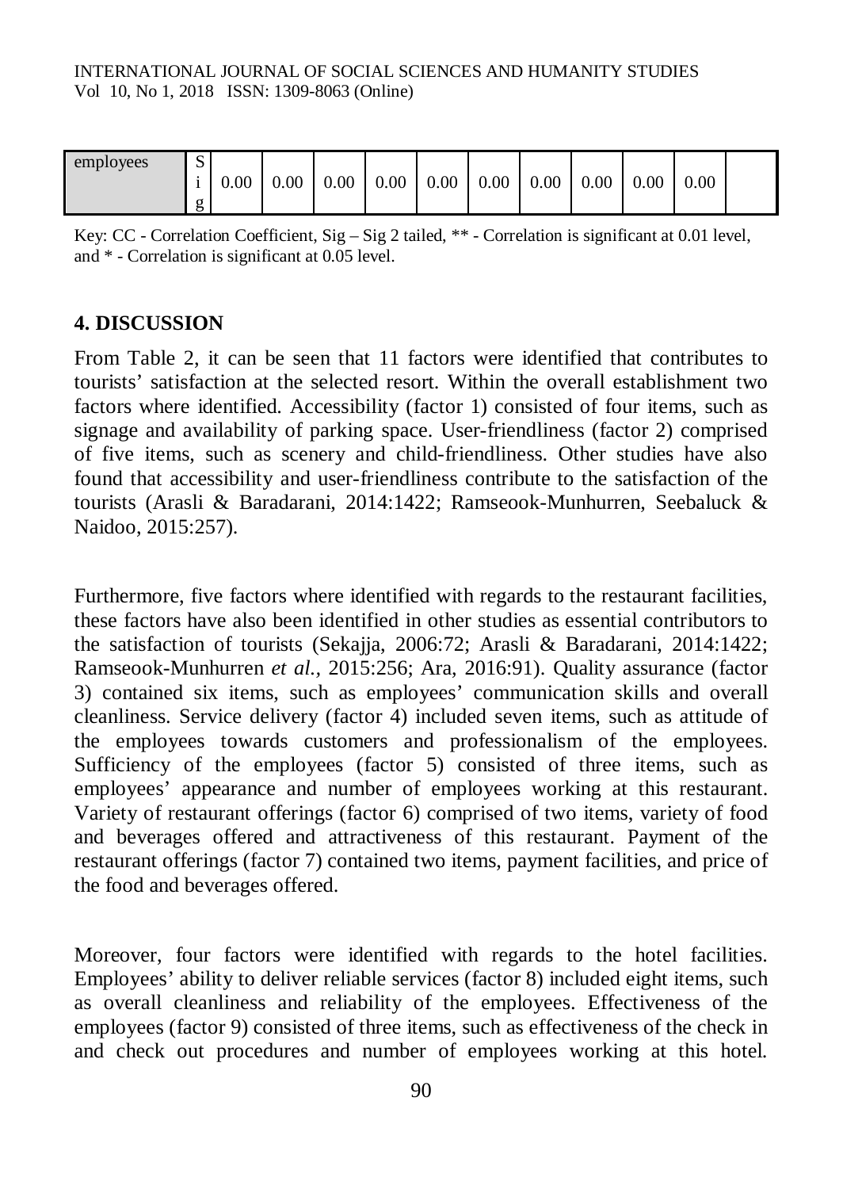| employees | Sig | 0.00 | 0.00 | 0.00 | 0.00 | 0.00 | 0.00 | 0.00 | 0.00 | 0.00 | 0.00 | |
|---|---|---|---|---|---|---|---|---|---|---|---|---|

Key: CC - Correlation Coefficient, Sig – Sig 2 tailed, ** - Correlation is significant at 0.01 level, and * - Correlation is significant at 0.05 level.

## 4. DISCUSSION

From Table 2, it can be seen that 11 factors were identified that contributes to tourists' satisfaction at the selected resort. Within the overall establishment two factors where identified. Accessibility (factor 1) consisted of four items, such as signage and availability of parking space. User-friendliness (factor 2) comprised of five items, such as scenery and child-friendliness. Other studies have also found that accessibility and user-friendliness contribute to the satisfaction of the tourists (Arasli & Baradarani, 2014:1422; Ramseook-Munhurren, Seebaluck & Naidoo, 2015:257).

Furthermore, five factors where identified with regards to the restaurant facilities, these factors have also been identified in other studies as essential contributors to the satisfaction of tourists (Sekajja, 2006:72; Arasli & Baradarani, 2014:1422; Ramseook-Munhurren *et al.*, 2015:256; Ara, 2016:91). Quality assurance (factor 3) contained six items, such as employees' communication skills and overall cleanliness. Service delivery (factor 4) included seven items, such as attitude of the employees towards customers and professionalism of the employees. Sufficiency of the employees (factor 5) consisted of three items, such as employees' appearance and number of employees working at this restaurant. Variety of restaurant offerings (factor 6) comprised of two items, variety of food and beverages offered and attractiveness of this restaurant. Payment of the restaurant offerings (factor 7) contained two items, payment facilities, and price of the food and beverages offered.

Moreover, four factors were identified with regards to the hotel facilities. Employees' ability to deliver reliable services (factor 8) included eight items, such as overall cleanliness and reliability of the employees. Effectiveness of the employees (factor 9) consisted of three items, such as effectiveness of the check in and check out procedures and number of employees working at this hotel.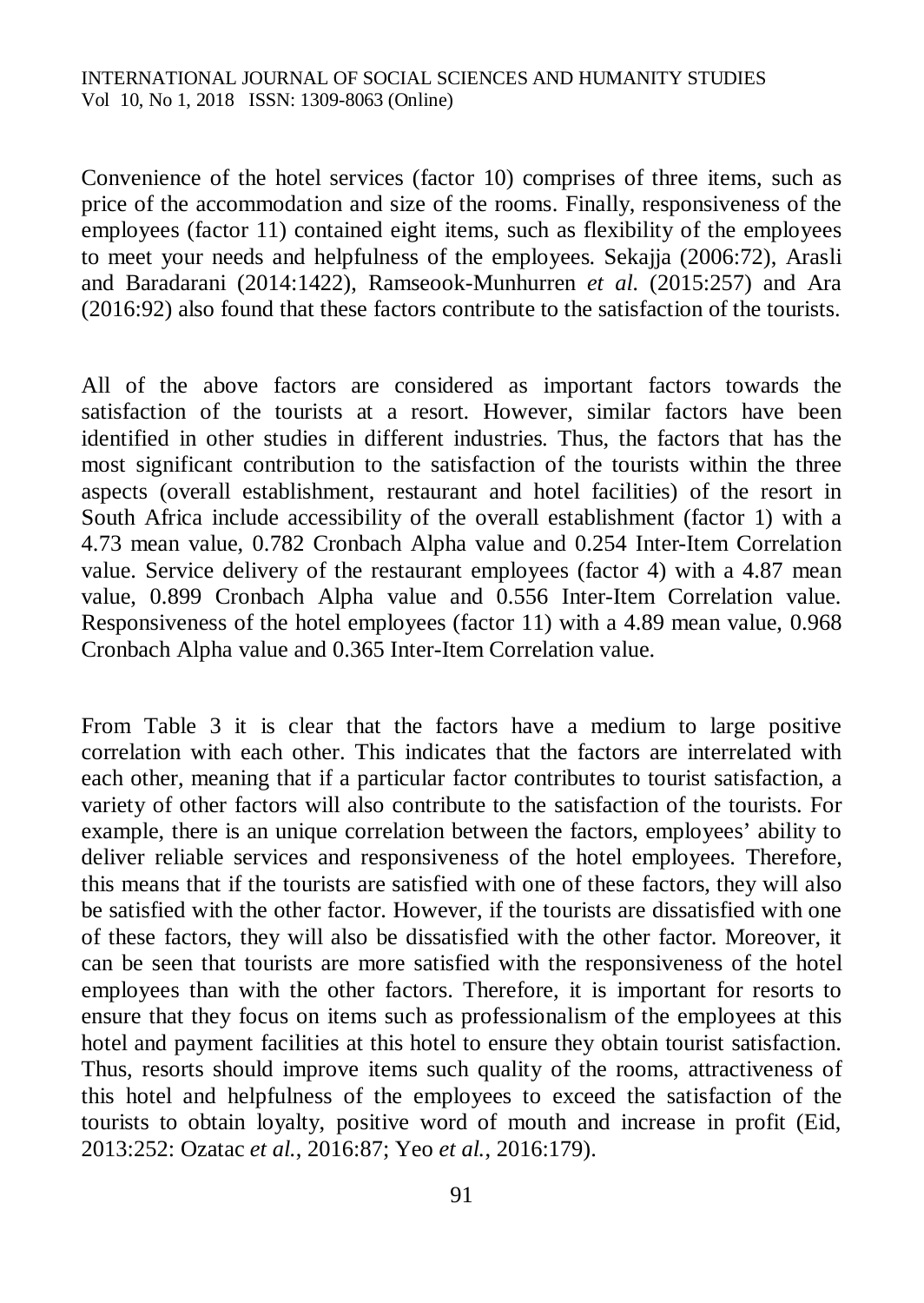Convenience of the hotel services (factor 10) comprises of three items, such as price of the accommodation and size of the rooms. Finally, responsiveness of the employees (factor 11) contained eight items, such as flexibility of the employees to meet your needs and helpfulness of the employees. Sekajja (2006:72), Arasli and Baradarani (2014:1422), Ramseook-Munhurren *et al.* (2015:257) and Ara (2016:92) also found that these factors contribute to the satisfaction of the tourists.

All of the above factors are considered as important factors towards the satisfaction of the tourists at a resort. However, similar factors have been identified in other studies in different industries. Thus, the factors that has the most significant contribution to the satisfaction of the tourists within the three aspects (overall establishment, restaurant and hotel facilities) of the resort in South Africa include accessibility of the overall establishment (factor 1) with a 4.73 mean value, 0.782 Cronbach Alpha value and 0.254 Inter-Item Correlation value. Service delivery of the restaurant employees (factor 4) with a 4.87 mean value, 0.899 Cronbach Alpha value and 0.556 Inter-Item Correlation value. Responsiveness of the hotel employees (factor 11) with a 4.89 mean value, 0.968 Cronbach Alpha value and 0.365 Inter-Item Correlation value.

From Table 3 it is clear that the factors have a medium to large positive correlation with each other. This indicates that the factors are interrelated with each other, meaning that if a particular factor contributes to tourist satisfaction, a variety of other factors will also contribute to the satisfaction of the tourists. For example, there is an unique correlation between the factors, employees' ability to deliver reliable services and responsiveness of the hotel employees. Therefore, this means that if the tourists are satisfied with one of these factors, they will also be satisfied with the other factor. However, if the tourists are dissatisfied with one of these factors, they will also be dissatisfied with the other factor. Moreover, it can be seen that tourists are more satisfied with the responsiveness of the hotel employees than with the other factors. Therefore, it is important for resorts to ensure that they focus on items such as professionalism of the employees at this hotel and payment facilities at this hotel to ensure they obtain tourist satisfaction. Thus, resorts should improve items such quality of the rooms, attractiveness of this hotel and helpfulness of the employees to exceed the satisfaction of the tourists to obtain loyalty, positive word of mouth and increase in profit (Eid, 2013:252: Ozatac *et al.*, 2016:87; Yeo *et al.*, 2016:179).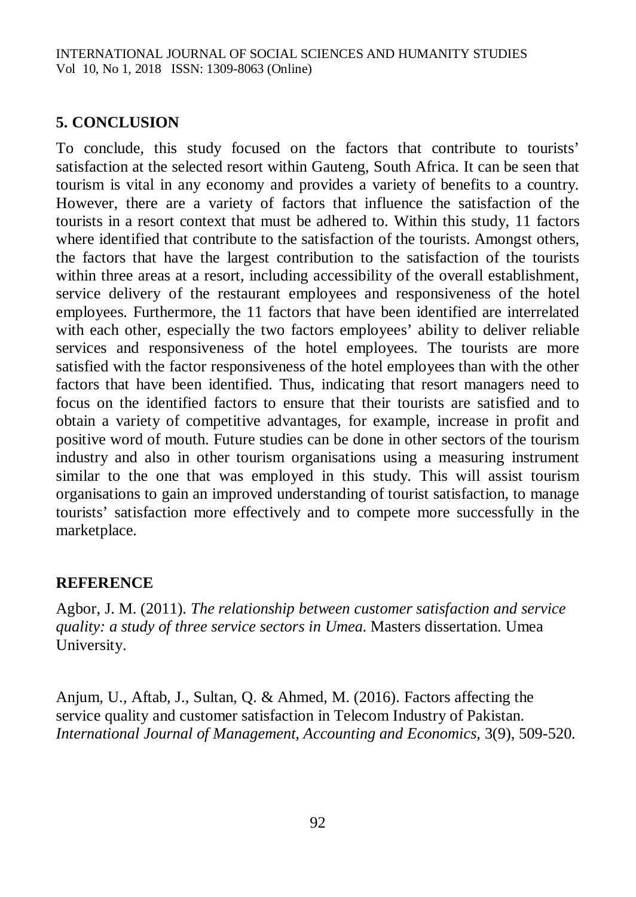## 5. CONCLUSION

To conclude, this study focused on the factors that contribute to tourists' satisfaction at the selected resort within Gauteng, South Africa. It can be seen that tourism is vital in any economy and provides a variety of benefits to a country. However, there are a variety of factors that influence the satisfaction of the tourists in a resort context that must be adhered to. Within this study, 11 factors where identified that contribute to the satisfaction of the tourists. Amongst others, the factors that have the largest contribution to the satisfaction of the tourists within three areas at a resort, including accessibility of the overall establishment, service delivery of the restaurant employees and responsiveness of the hotel employees. Furthermore, the 11 factors that have been identified are interrelated with each other, especially the two factors employees' ability to deliver reliable services and responsiveness of the hotel employees. The tourists are more satisfied with the factor responsiveness of the hotel employees than with the other factors that have been identified. Thus, indicating that resort managers need to focus on the identified factors to ensure that their tourists are satisfied and to obtain a variety of competitive advantages, for example, increase in profit and positive word of mouth. Future studies can be done in other sectors of the tourism industry and also in other tourism organisations using a measuring instrument similar to the one that was employed in this study. This will assist tourism organisations to gain an improved understanding of tourist satisfaction, to manage tourists' satisfaction more effectively and to compete more successfully in the marketplace.

## REFERENCE

Agbor, J. M. (2011). *The relationship between customer satisfaction and service quality: a study of three service sectors in Umea.* Masters dissertation. Umea University.

Anjum, U., Aftab, J., Sultan, Q. & Ahmed, M. (2016). Factors affecting the service quality and customer satisfaction in Telecom Industry of Pakistan. *International Journal of Management, Accounting and Economics*, 3(9), 509-520.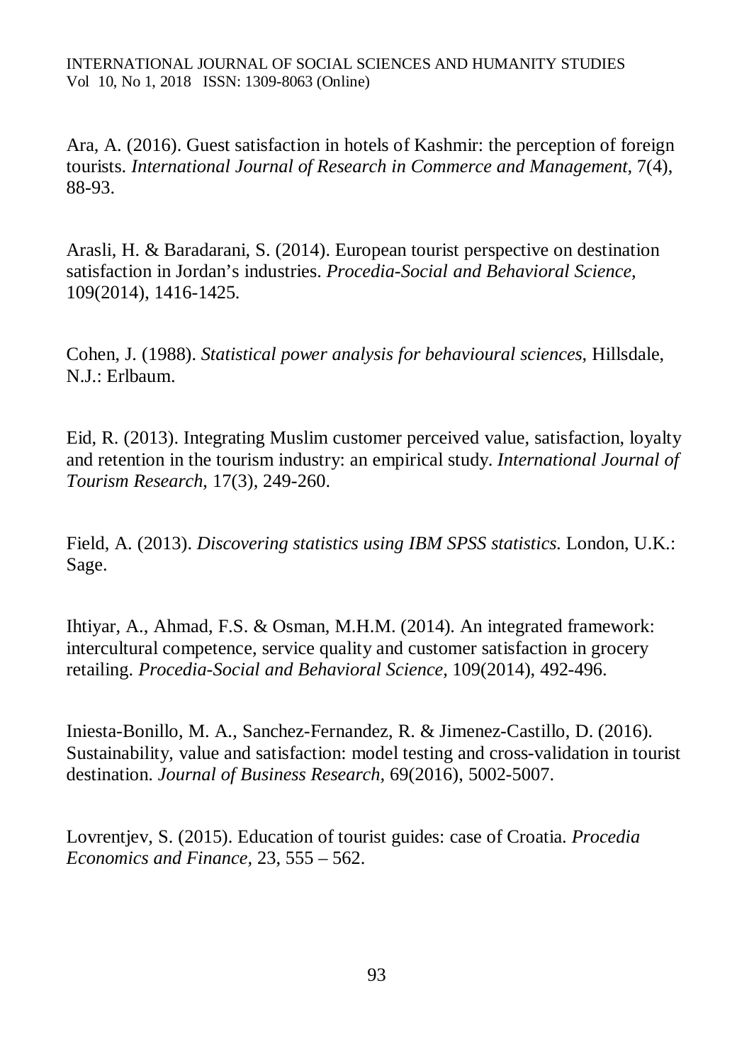Ara, A. (2016). Guest satisfaction in hotels of Kashmir: the perception of foreign tourists. *International Journal of Research in Commerce and Management,* 7(4), 88-93.

Arasli, H. & Baradarani, S. (2014). European tourist perspective on destination satisfaction in Jordan's industries. *Procedia-Social and Behavioral Science,* 109(2014), 1416-1425.

Cohen, J. (1988). *Statistical power analysis for behavioural sciences*, Hillsdale, N.J.: Erlbaum.

Eid, R. (2013). Integrating Muslim customer perceived value, satisfaction, loyalty and retention in the tourism industry: an empirical study. *International Journal of Tourism Research,* 17(3), 249-260.

Field, A. (2013). *Discovering statistics using IBM SPSS statistics*. London, U.K.: Sage.

Ihtiyar, A., Ahmad, F.S. & Osman, M.H.M. (2014). An integrated framework: intercultural competence, service quality and customer satisfaction in grocery retailing. *Procedia-Social and Behavioral Science,* 109(2014), 492-496.

Iniesta-Bonillo, M. A., Sanchez-Fernandez, R. & Jimenez-Castillo, D. (2016). Sustainability, value and satisfaction: model testing and cross-validation in tourist destination. *Journal of Business Research,* 69(2016), 5002-5007.

Lovrentjev, S. (2015). Education of tourist guides: case of Croatia. *Procedia Economics and Finance,* 23, 555 – 562.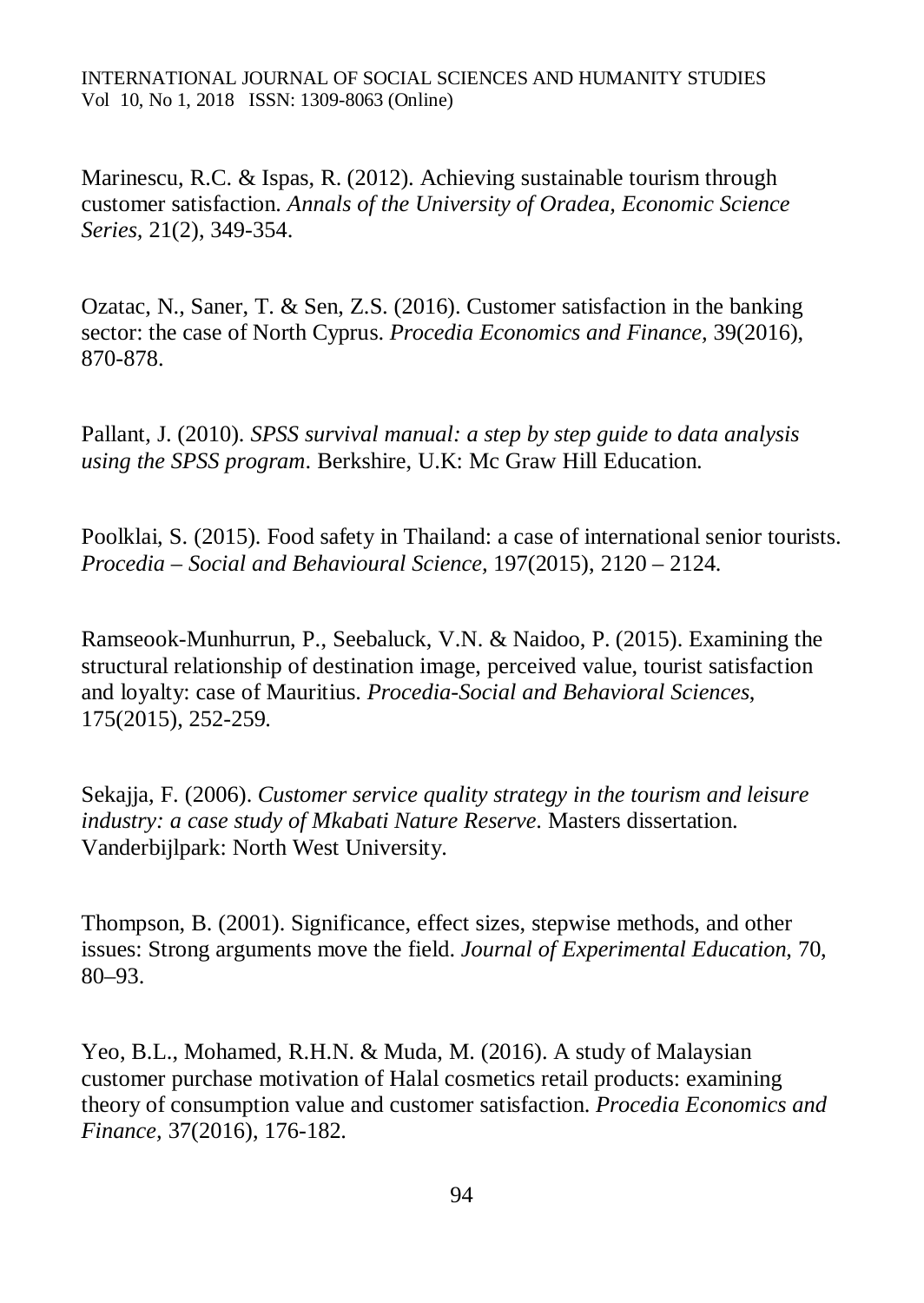Marinescu, R.C. & Ispas, R. (2012). Achieving sustainable tourism through customer satisfaction. *Annals of the University of Oradea, Economic Science Series*, 21(2), 349-354.

Ozatac, N., Saner, T. & Sen, Z.S. (2016). Customer satisfaction in the banking sector: the case of North Cyprus. *Procedia Economics and Finance*, 39(2016), 870-878.

Pallant, J. (2010). *SPSS survival manual: a step by step guide to data analysis using the SPSS program*. Berkshire, U.K: Mc Graw Hill Education.

Poolklai, S. (2015). Food safety in Thailand: a case of international senior tourists. *Procedia – Social and Behavioural Science*, 197(2015), 2120 – 2124.

Ramseook-Munhurrun, P., Seebaluck, V.N. & Naidoo, P. (2015). Examining the structural relationship of destination image, perceived value, tourist satisfaction and loyalty: case of Mauritius. *Procedia-Social and Behavioral Sciences*, 175(2015), 252-259.

Sekajja, F. (2006). *Customer service quality strategy in the tourism and leisure industry: a case study of Mkabati Nature Reserve*. Masters dissertation. Vanderbijlpark: North West University.

Thompson, B. (2001). Significance, effect sizes, stepwise methods, and other issues: Strong arguments move the field. *Journal of Experimental Education*, 70, 80–93.

Yeo, B.L., Mohamed, R.H.N. & Muda, M. (2016). A study of Malaysian customer purchase motivation of Halal cosmetics retail products: examining theory of consumption value and customer satisfaction. *Procedia Economics and Finance*, 37(2016), 176-182.